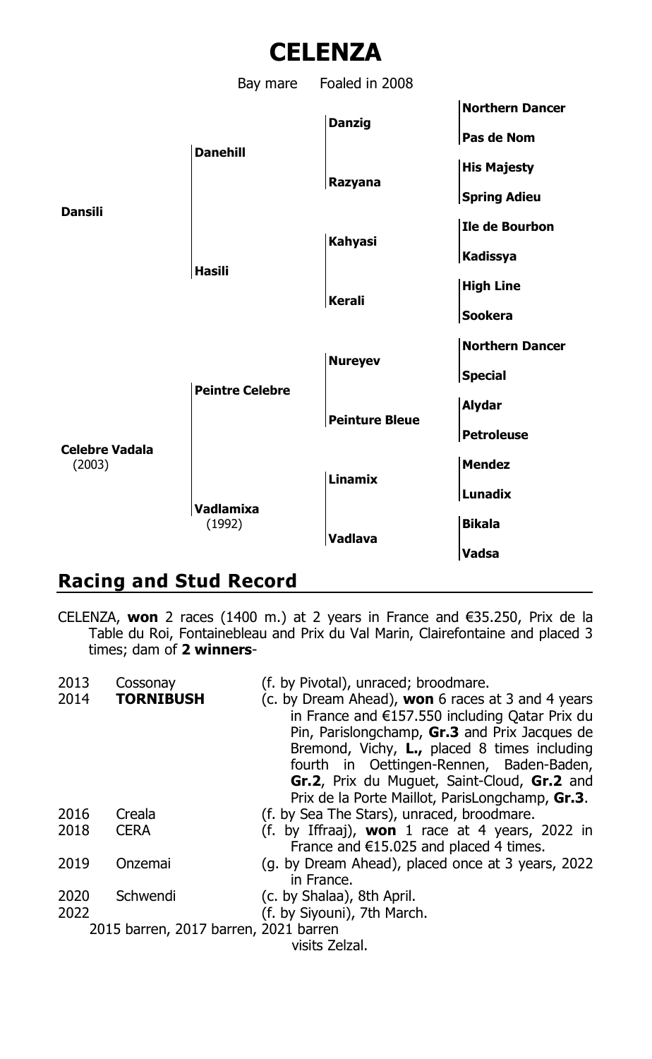# CELENZA

Bay mare Foaled in 2008

| | | | |
|---|---|---|---|
| **Dansili** | **Danehill** | **Danzig** | **Northern Dancer** |
| | | | **Pas de Nom** |
| | | **Razyana** | **His Majesty** |
| | | | **Spring Adieu** |
| | **Hasili** | **Kahyasi** | **Ile de Bourbon** |
| | | | **Kadissya** |
| | | **Kerali** | **High Line** |
| | | | **Sookera** |
| **Celebre Vadala** (2003) | **Peintre Celebre** | **Nureyev** | **Northern Dancer** |
| | | | **Special** |
| | | **Peinture Bleue** | **Alydar** |
| | | | **Petroleuse** |
| | **Vadlamixa** (1992) | **Linamix** | **Mendez** |
| | | | **Lunadix** |
| | | **Vadlava** | **Bikala** |
| | | | **Vadsa** |

## Racing and Stud Record

CELENZA, **won** 2 races (1400 m.) at 2 years in France and €35.250, Prix de la Table du Roi, Fontainebleau and Prix du Val Marin, Clairefontaine and placed 3 times; dam of **2 winners**-

| | | |
|---|---|---|
| 2013 | Cossonay | (f. by Pivotal), unraced; broodmare. |
| 2014 | **TORNIBUSH** | (c. by Dream Ahead), **won** 6 races at 3 and 4 years in France and €157.550 including Qatar Prix du Pin, Parislongchamp, **Gr.3** and Prix Jacques de Bremond, Vichy, **L.,** placed 8 times including fourth in Oettingen-Rennen, Baden-Baden, **Gr.2**, Prix du Muguet, Saint-Cloud, **Gr.2** and Prix de la Porte Maillot, ParisLongchamp, **Gr.3**. |
| 2016 | Creala | (f. by Sea The Stars), unraced, broodmare. |
| 2018 | CERA | (f. by Iffraaj), **won** 1 race at 4 years, 2022 in France and €15.025 and placed 4 times. |
| 2019 | Onzemai | (g. by Dream Ahead), placed once at 3 years, 2022 in France. |
| 2020 | Schwendi | (c. by Shalaa), 8th April. |
| 2022 | | (f. by Siyouni), 7th March. |

2015 barren, 2017 barren, 2021 barren

visits Zelzal.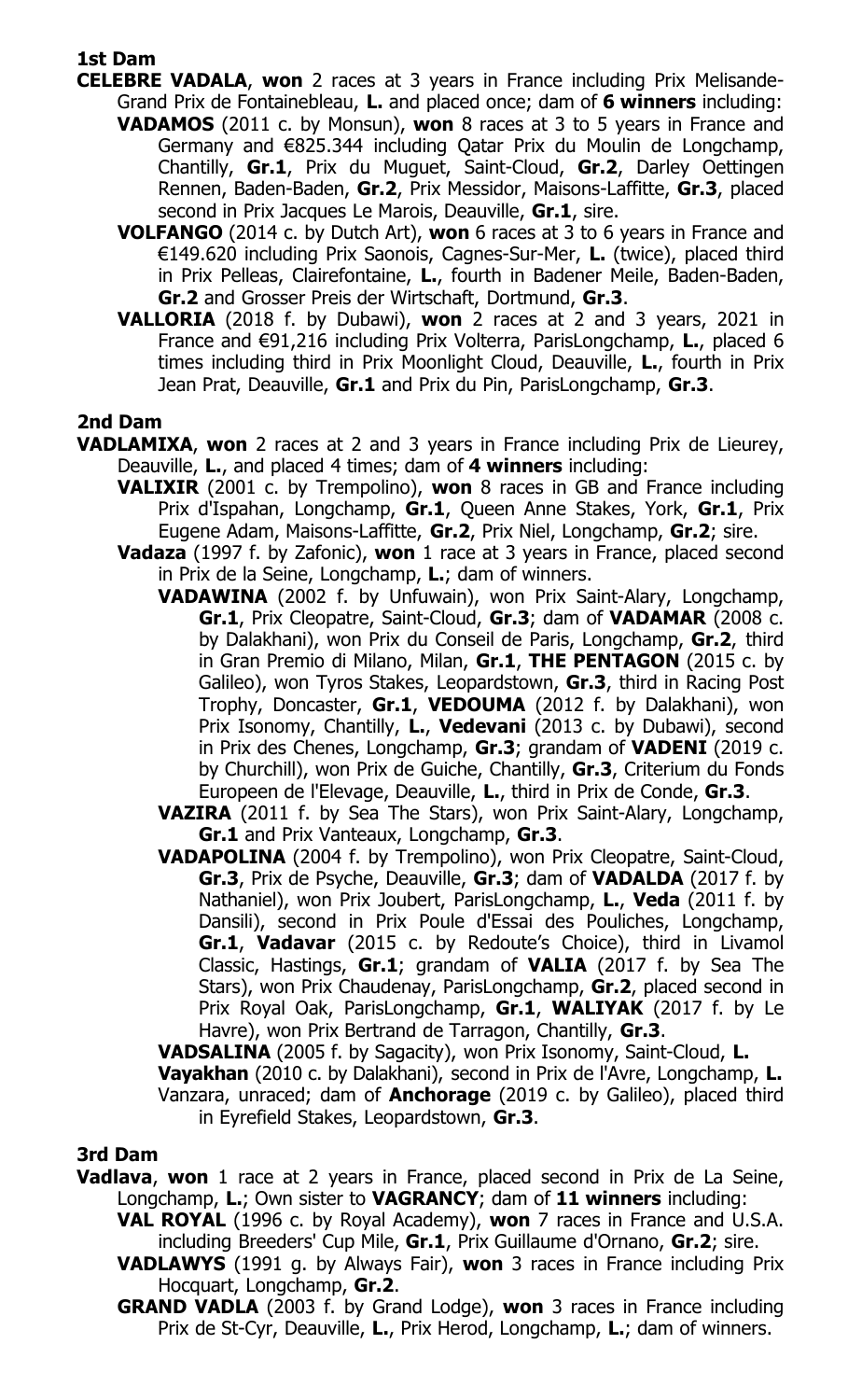## 1st Dam

**CELEBRE VADALA**, **won** 2 races at 3 years in France including Prix Melisande-Grand Prix de Fontainebleau, **L.** and placed once; dam of **6 winners** including:

- **VADAMOS** (2011 c. by Monsun), **won** 8 races at 3 to 5 years in France and Germany and €825.344 including Qatar Prix du Moulin de Longchamp, Chantilly, **Gr.1**, Prix du Muguet, Saint-Cloud, **Gr.2**, Darley Oettingen Rennen, Baden-Baden, **Gr.2**, Prix Messidor, Maisons-Laffitte, **Gr.3**, placed second in Prix Jacques Le Marois, Deauville, **Gr.1**, sire.
- **VOLFANGO** (2014 c. by Dutch Art), **won** 6 races at 3 to 6 years in France and €149.620 including Prix Saonois, Cagnes-Sur-Mer, **L.** (twice), placed third in Prix Pelleas, Clairefontaine, **L.**, fourth in Badener Meile, Baden-Baden, **Gr.2** and Grosser Preis der Wirtschaft, Dortmund, **Gr.3**.
- **VALLORIA** (2018 f. by Dubawi), **won** 2 races at 2 and 3 years, 2021 in France and €91,216 including Prix Volterra, ParisLongchamp, **L.**, placed 6 times including third in Prix Moonlight Cloud, Deauville, **L.**, fourth in Prix Jean Prat, Deauville, **Gr.1** and Prix du Pin, ParisLongchamp, **Gr.3**.

## 2nd Dam

**VADLAMIXA**, **won** 2 races at 2 and 3 years in France including Prix de Lieurey, Deauville, **L.**, and placed 4 times; dam of **4 winners** including:

- **VALIXIR** (2001 c. by Trempolino), **won** 8 races in GB and France including Prix d'Ispahan, Longchamp, **Gr.1**, Queen Anne Stakes, York, **Gr.1**, Prix Eugene Adam, Maisons-Laffitte, **Gr.2**, Prix Niel, Longchamp, **Gr.2**; sire.
- **Vadaza** (1997 f. by Zafonic), **won** 1 race at 3 years in France, placed second in Prix de la Seine, Longchamp, **L.**; dam of winners.
  - **VADAWINA** (2002 f. by Unfuwain), won Prix Saint-Alary, Longchamp, **Gr.1**, Prix Cleopatre, Saint-Cloud, **Gr.3**; dam of **VADAMAR** (2008 c. by Dalakhani), won Prix du Conseil de Paris, Longchamp, **Gr.2**, third in Gran Premio di Milano, Milan, **Gr.1**, **THE PENTAGON** (2015 c. by Galileo), won Tyros Stakes, Leopardstown, **Gr.3**, third in Racing Post Trophy, Doncaster, **Gr.1**, **VEDOUMA** (2012 f. by Dalakhani), won Prix Isonomy, Chantilly, **L.**, **Vedevani** (2013 c. by Dubawi), second in Prix des Chenes, Longchamp, **Gr.3**; grandam of **VADENI** (2019 c. by Churchill), won Prix de Guiche, Chantilly, **Gr.3**, Criterium du Fonds Europeen de l'Elevage, Deauville, **L.**, third in Prix de Conde, **Gr.3**.
  - **VAZIRA** (2011 f. by Sea The Stars), won Prix Saint-Alary, Longchamp, **Gr.1** and Prix Vanteaux, Longchamp, **Gr.3**.
  - **VADAPOLINA** (2004 f. by Trempolino), won Prix Cleopatre, Saint-Cloud, **Gr.3**, Prix de Psyche, Deauville, **Gr.3**; dam of **VADALDA** (2017 f. by Nathaniel), won Prix Joubert, ParisLongchamp, **L.**, **Veda** (2011 f. by Dansili), second in Prix Poule d'Essai des Pouliches, Longchamp, **Gr.1**, **Vadavar** (2015 c. by Redoute's Choice), third in Livamol Classic, Hastings, **Gr.1**; grandam of **VALIA** (2017 f. by Sea The Stars), won Prix Chaudenay, ParisLongchamp, **Gr.2**, placed second in Prix Royal Oak, ParisLongchamp, **Gr.1**, **WALIYAK** (2017 f. by Le Havre), won Prix Bertrand de Tarragon, Chantilly, **Gr.3**.
- **VADSALINA** (2005 f. by Sagacity), won Prix Isonomy, Saint-Cloud, **L.**
- **Vayakhan** (2010 c. by Dalakhani), second in Prix de l'Avre, Longchamp, **L.**
- Vanzara, unraced; dam of **Anchorage** (2019 c. by Galileo), placed third in Eyrefield Stakes, Leopardstown, **Gr.3**.

## 3rd Dam

**Vadlava**, **won** 1 race at 2 years in France, placed second in Prix de La Seine, Longchamp, **L.**; Own sister to **VAGRANCY**; dam of **11 winners** including:

- **VAL ROYAL** (1996 c. by Royal Academy), **won** 7 races in France and U.S.A. including Breeders' Cup Mile, **Gr.1**, Prix Guillaume d'Ornano, **Gr.2**; sire.
- **VADLAWYS** (1991 g. by Always Fair), **won** 3 races in France including Prix Hocquart, Longchamp, **Gr.2**.
- **GRAND VADLA** (2003 f. by Grand Lodge), **won** 3 races in France including Prix de St-Cyr, Deauville, **L.**, Prix Herod, Longchamp, **L.**; dam of winners.